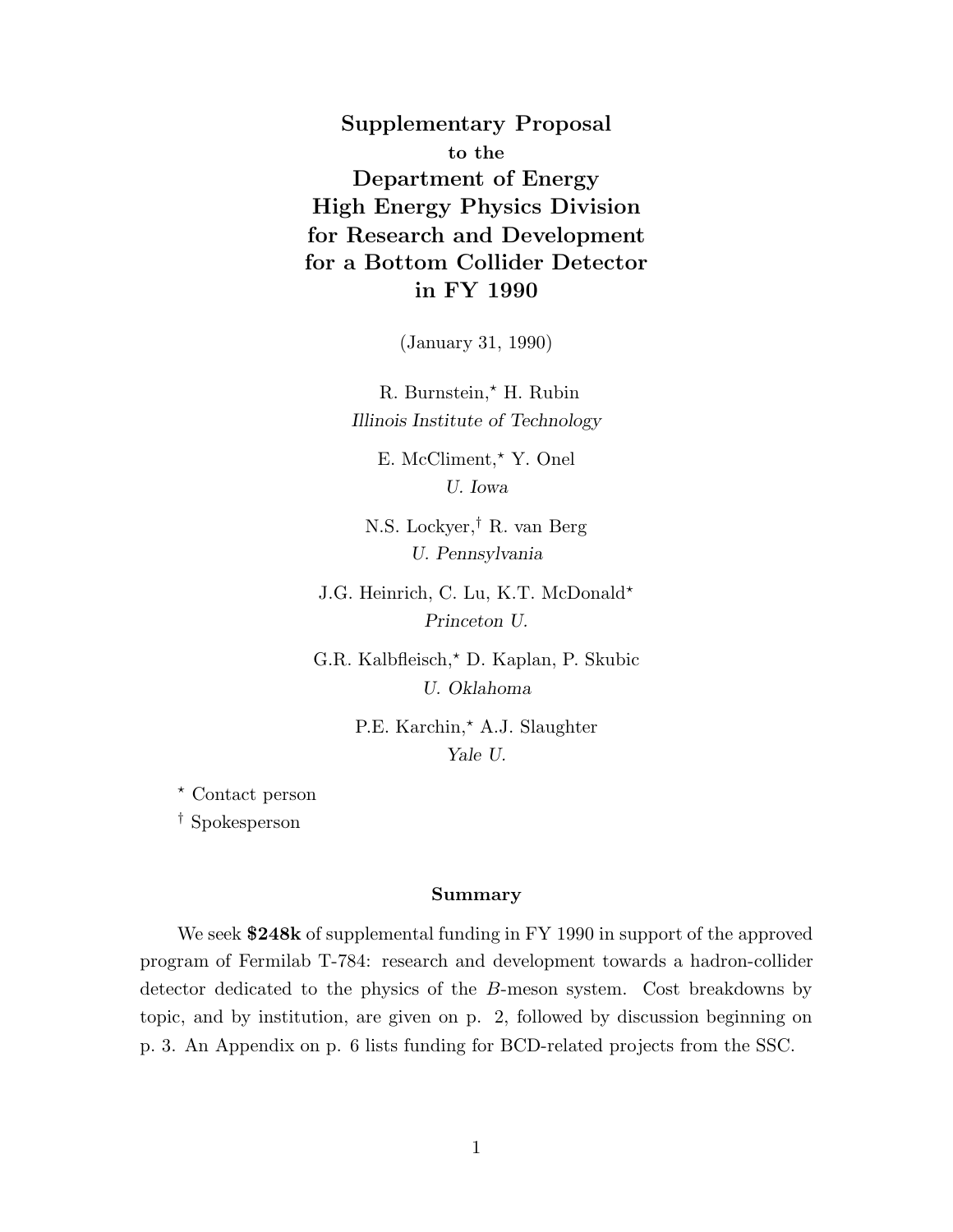# Supplementary Proposal

**to the**

# Department of Energy High Energy Physics Division for Research and Development for a Bottom Collider Detector in FY 1990

(January 31, 1990)

R. Burnstein,* H. Rubin
*Illinois Institute of Technology*

E. McCliment,* Y. Onel
*U. Iowa*

N.S. Lockyer,† R. van Berg
*U. Pennsylvania*

J.G. Heinrich, C. Lu, K.T. McDonald*
*Princeton U.*

G.R. Kalbfleisch,* D. Kaplan, P. Skubic
*U. Oklahoma*

P.E. Karchin,* A.J. Slaughter
*Yale U.*

* Contact person

† Spokesperson

### Summary

We seek **$248k** of supplemental funding in FY 1990 in support of the approved program of Fermilab T-784: research and development towards a hadron-collider detector dedicated to the physics of the $B$-meson system. Cost breakdowns by topic, and by institution, are given on p. 2, followed by discussion beginning on p. 3. An Appendix on p. 6 lists funding for BCD-related projects from the SSC.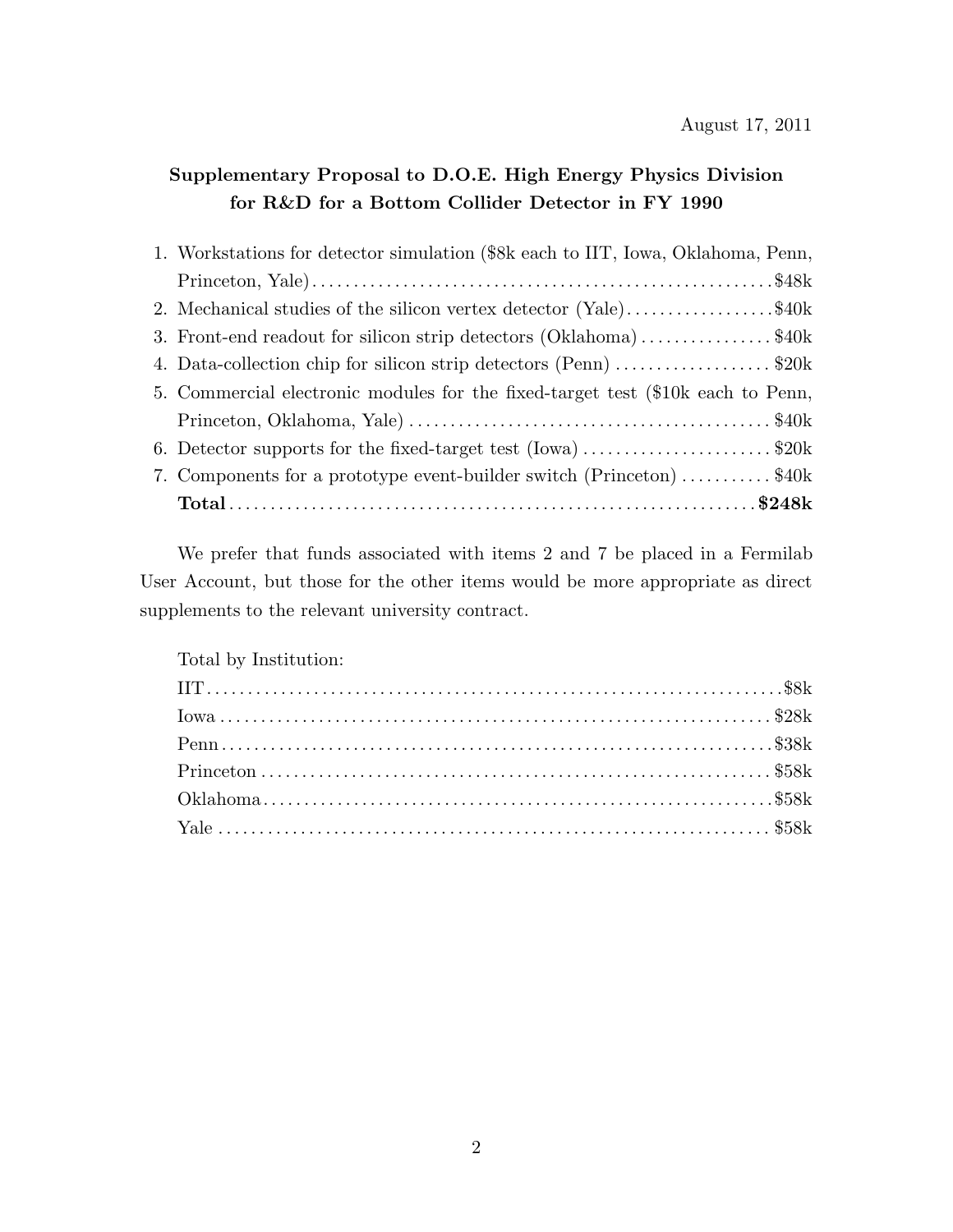August 17, 2011

**Supplementary Proposal to D.O.E. High Energy Physics Division for R&D for a Bottom Collider Detector in FY 1990**

1. Workstations for detector simulation ($8k each to IIT, Iowa, Oklahoma, Penn, Princeton, Yale) .......................................................$48k
2. Mechanical studies of the silicon vertex detector (Yale) ..................$40k
3. Front-end readout for silicon strip detectors (Oklahoma) ................ $40k
4. Data-collection chip for silicon strip detectors (Penn) ................... $20k
5. Commercial electronic modules for the fixed-target test ($10k each to Penn, Princeton, Oklahoma, Yale) ............................................ $40k
6. Detector supports for the fixed-target test (Iowa) ....................... $20k
7. Components for a prototype event-builder switch (Princeton) ........... $40k

   **Total** ................................................................**$248k**

We prefer that funds associated with items 2 and 7 be placed in a Fermilab User Account, but those for the other items would be more appropriate as direct supplements to the relevant university contract.

Total by Institution:

IIT ..................................................................$8k
Iowa ................................................................. $28k
Penn ................................................................$38k
Princeton ............................................................ $58k
Oklahoma ............................................................$58k
Yale ................................................................. $58k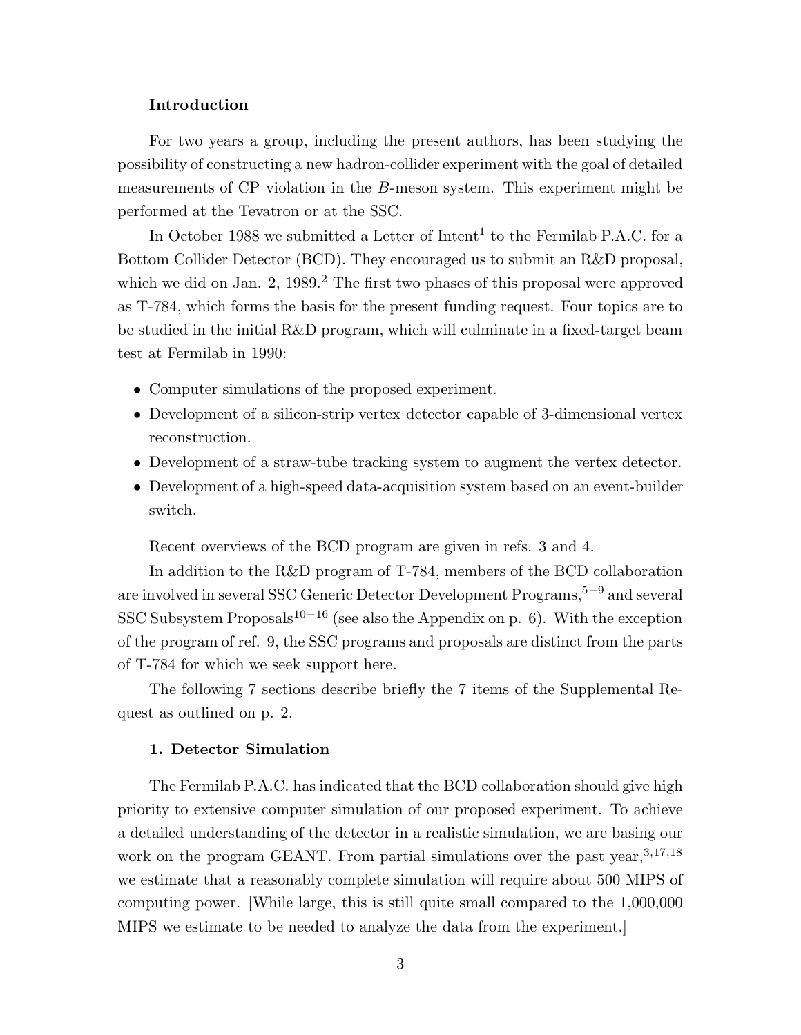### Introduction

For two years a group, including the present authors, has been studying the possibility of constructing a new hadron-collider experiment with the goal of detailed measurements of CP violation in the $B$-meson system. This experiment might be performed at the Tevatron or at the SSC.

In October 1988 we submitted a Letter of Intent[1] to the Fermilab P.A.C. for a Bottom Collider Detector (BCD). They encouraged us to submit an R&D proposal, which we did on Jan. 2, 1989.[2] The first two phases of this proposal were approved as T-784, which forms the basis for the present funding request. Four topics are to be studied in the initial R&D program, which will culminate in a fixed-target beam test at Fermilab in 1990:

- Computer simulations of the proposed experiment.
- Development of a silicon-strip vertex detector capable of 3-dimensional vertex reconstruction.
- Development of a straw-tube tracking system to augment the vertex detector.
- Development of a high-speed data-acquisition system based on an event-builder switch.

Recent overviews of the BCD program are given in refs. 3 and 4.

In addition to the R&D program of T-784, members of the BCD collaboration are involved in several SSC Generic Detector Development Programs,[5−9] and several SSC Subsystem Proposals[10−16] (see also the Appendix on p. 6). With the exception of the program of ref. 9, the SSC programs and proposals are distinct from the parts of T-784 for which we seek support here.

The following 7 sections describe briefly the 7 items of the Supplemental Request as outlined on p. 2.

### 1. Detector Simulation

The Fermilab P.A.C. has indicated that the BCD collaboration should give high priority to extensive computer simulation of our proposed experiment. To achieve a detailed understanding of the detector in a realistic simulation, we are basing our work on the program GEANT. From partial simulations over the past year,[3,17,18] we estimate that a reasonably complete simulation will require about 500 MIPS of computing power. [While large, this is still quite small compared to the 1,000,000 MIPS we estimate to be needed to analyze the data from the experiment.]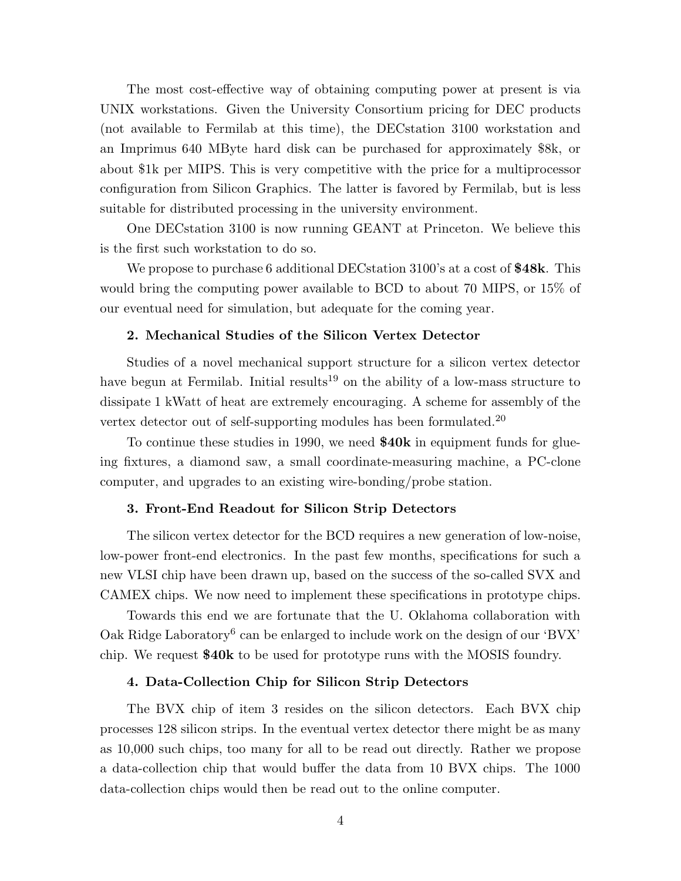The most cost-effective way of obtaining computing power at present is via UNIX workstations. Given the University Consortium pricing for DEC products (not available to Fermilab at this time), the DECstation 3100 workstation and an Imprimus 640 MByte hard disk can be purchased for approximately $8k, or about $1k per MIPS. This is very competitive with the price for a multiprocessor configuration from Silicon Graphics. The latter is favored by Fermilab, but is less suitable for distributed processing in the university environment.

One DECstation 3100 is now running GEANT at Princeton. We believe this is the first such workstation to do so.

We propose to purchase 6 additional DECstation 3100's at a cost of **$48k**. This would bring the computing power available to BCD to about 70 MIPS, or 15% of our eventual need for simulation, but adequate for the coming year.

### 2. Mechanical Studies of the Silicon Vertex Detector

Studies of a novel mechanical support structure for a silicon vertex detector have begun at Fermilab. Initial results[19] on the ability of a low-mass structure to dissipate 1 kWatt of heat are extremely encouraging. A scheme for assembly of the vertex detector out of self-supporting modules has been formulated.[20]

To continue these studies in 1990, we need **$40k** in equipment funds for glueing fixtures, a diamond saw, a small coordinate-measuring machine, a PC-clone computer, and upgrades to an existing wire-bonding/probe station.

### 3. Front-End Readout for Silicon Strip Detectors

The silicon vertex detector for the BCD requires a new generation of low-noise, low-power front-end electronics. In the past few months, specifications for such a new VLSI chip have been drawn up, based on the success of the so-called SVX and CAMEX chips. We now need to implement these specifications in prototype chips.

Towards this end we are fortunate that the U. Oklahoma collaboration with Oak Ridge Laboratory[6] can be enlarged to include work on the design of our 'BVX' chip. We request **$40k** to be used for prototype runs with the MOSIS foundry.

### 4. Data-Collection Chip for Silicon Strip Detectors

The BVX chip of item 3 resides on the silicon detectors. Each BVX chip processes 128 silicon strips. In the eventual vertex detector there might be as many as 10,000 such chips, too many for all to be read out directly. Rather we propose a data-collection chip that would buffer the data from 10 BVX chips. The 1000 data-collection chips would then be read out to the online computer.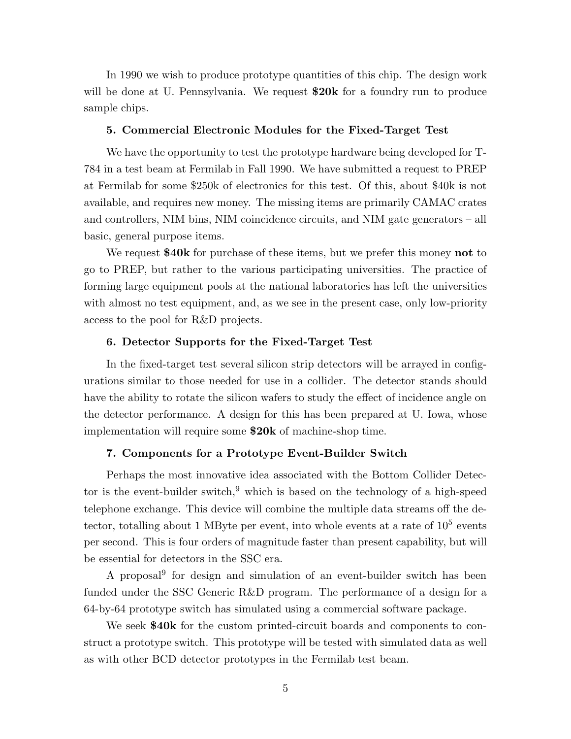In 1990 we wish to produce prototype quantities of this chip. The design work will be done at U. Pennsylvania. We request **$20k** for a foundry run to produce sample chips.

### 5. Commercial Electronic Modules for the Fixed-Target Test

We have the opportunity to test the prototype hardware being developed for T-784 in a test beam at Fermilab in Fall 1990. We have submitted a request to PREP at Fermilab for some $250k of electronics for this test. Of this, about $40k is not available, and requires new money. The missing items are primarily CAMAC crates and controllers, NIM bins, NIM coincidence circuits, and NIM gate generators – all basic, general purpose items.

We request **$40k** for purchase of these items, but we prefer this money **not** to go to PREP, but rather to the various participating universities. The practice of forming large equipment pools at the national laboratories has left the universities with almost no test equipment, and, as we see in the present case, only low-priority access to the pool for R&D projects.

### 6. Detector Supports for the Fixed-Target Test

In the fixed-target test several silicon strip detectors will be arrayed in configurations similar to those needed for use in a collider. The detector stands should have the ability to rotate the silicon wafers to study the effect of incidence angle on the detector performance. A design for this has been prepared at U. Iowa, whose implementation will require some **$20k** of machine-shop time.

### 7. Components for a Prototype Event-Builder Switch

Perhaps the most innovative idea associated with the Bottom Collider Detector is the event-builder switch,[9] which is based on the technology of a high-speed telephone exchange. This device will combine the multiple data streams off the detector, totalling about 1 MByte per event, into whole events at a rate of $10^5$ events per second. This is four orders of magnitude faster than present capability, but will be essential for detectors in the SSC era.

A proposal[9] for design and simulation of an event-builder switch has been funded under the SSC Generic R&D program. The performance of a design for a 64-by-64 prototype switch has simulated using a commercial software package.

We seek **$40k** for the custom printed-circuit boards and components to construct a prototype switch. This prototype will be tested with simulated data as well as with other BCD detector prototypes in the Fermilab test beam.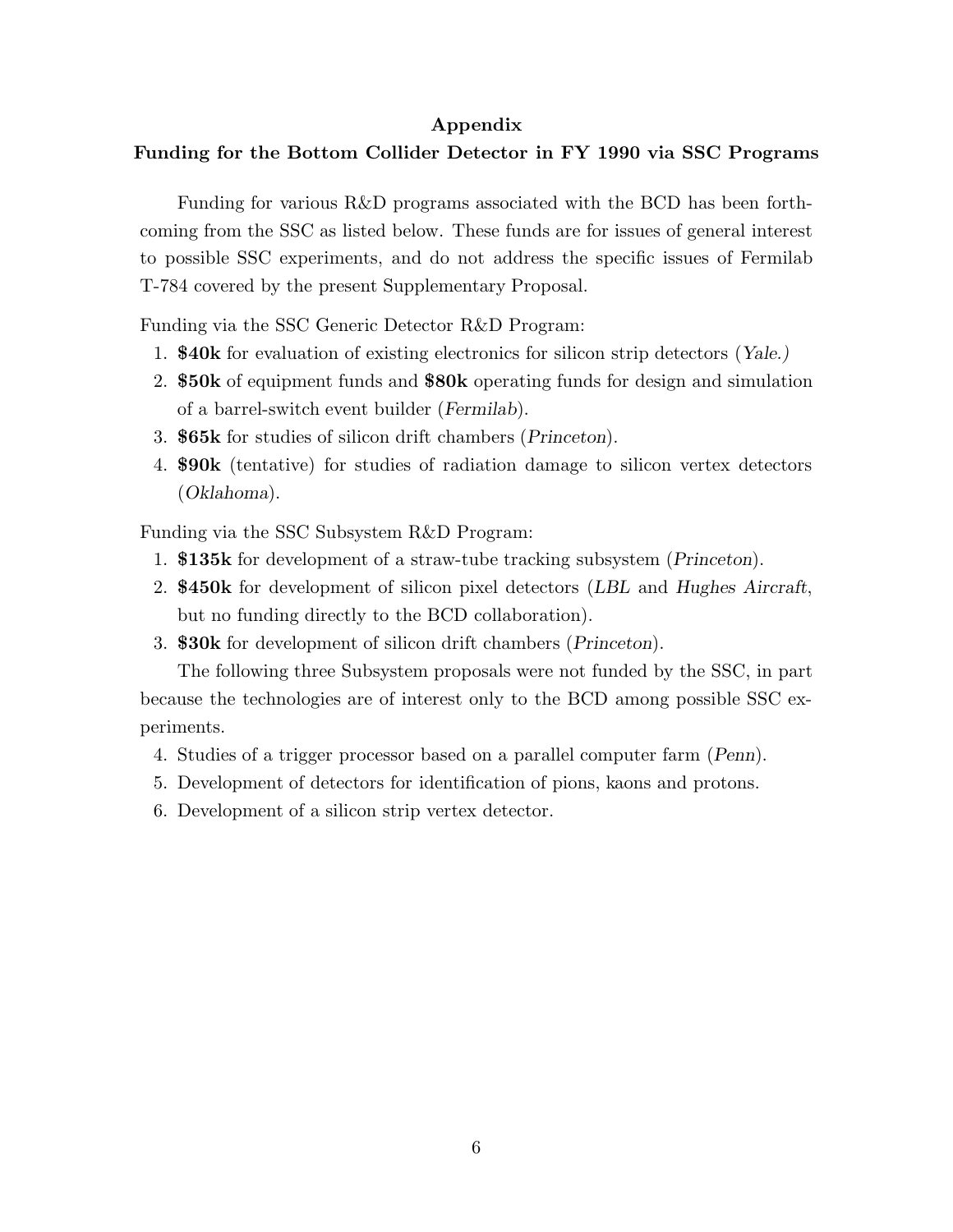## Appendix

## Funding for the Bottom Collider Detector in FY 1990 via SSC Programs

Funding for various R&D programs associated with the BCD has been forthcoming from the SSC as listed below. These funds are for issues of general interest to possible SSC experiments, and do not address the specific issues of Fermilab T-784 covered by the present Supplementary Proposal.

Funding via the SSC Generic Detector R&D Program:

1. **$40k** for evaluation of existing electronics for silicon strip detectors (*Yale.)*
2. **$50k** of equipment funds and **$80k** operating funds for design and simulation of a barrel-switch event builder (*Fermilab*).
3. **$65k** for studies of silicon drift chambers (*Princeton*).
4. **$90k** (tentative) for studies of radiation damage to silicon vertex detectors (*Oklahoma*).

Funding via the SSC Subsystem R&D Program:

1. **$135k** for development of a straw-tube tracking subsystem (*Princeton*).
2. **$450k** for development of silicon pixel detectors (*LBL* and *Hughes Aircraft*, but no funding directly to the BCD collaboration).
3. **$30k** for development of silicon drift chambers (*Princeton*).

The following three Subsystem proposals were not funded by the SSC, in part because the technologies are of interest only to the BCD among possible SSC experiments.

4. Studies of a trigger processor based on a parallel computer farm (*Penn*).
5. Development of detectors for identification of pions, kaons and protons.
6. Development of a silicon strip vertex detector.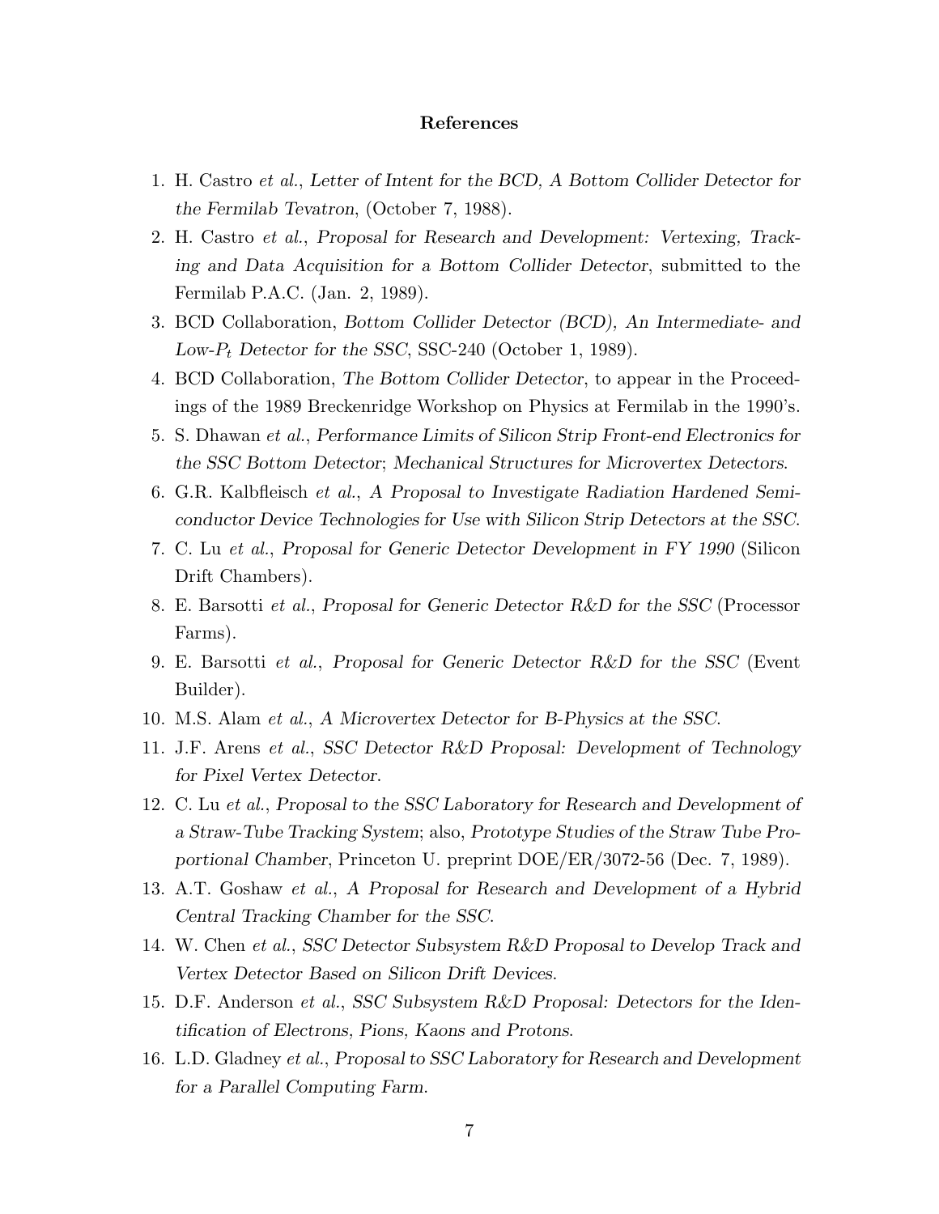## References

1. H. Castro *et al.*, *Letter of Intent for the BCD, A Bottom Collider Detector for the Fermilab Tevatron*, (October 7, 1988).
2. H. Castro *et al.*, *Proposal for Research and Development: Vertexing, Tracking and Data Acquisition for a Bottom Collider Detector*, submitted to the Fermilab P.A.C. (Jan. 2, 1989).
3. BCD Collaboration, *Bottom Collider Detector (BCD), An Intermediate- and Low-$P_t$ Detector for the SSC*, SSC-240 (October 1, 1989).
4. BCD Collaboration, *The Bottom Collider Detector*, to appear in the Proceedings of the 1989 Breckenridge Workshop on Physics at Fermilab in the 1990's.
5. S. Dhawan *et al.*, *Performance Limits of Silicon Strip Front-end Electronics for the SSC Bottom Detector*; *Mechanical Structures for Microvertex Detectors*.
6. G.R. Kalbfleisch *et al.*, *A Proposal to Investigate Radiation Hardened Semiconductor Device Technologies for Use with Silicon Strip Detectors at the SSC*.
7. C. Lu *et al.*, *Proposal for Generic Detector Development in FY 1990* (Silicon Drift Chambers).
8. E. Barsotti *et al.*, *Proposal for Generic Detector R&D for the SSC* (Processor Farms).
9. E. Barsotti *et al.*, *Proposal for Generic Detector R&D for the SSC* (Event Builder).
10. M.S. Alam *et al.*, *A Microvertex Detector for B-Physics at the SSC*.
11. J.F. Arens *et al.*, *SSC Detector R&D Proposal: Development of Technology for Pixel Vertex Detector*.
12. C. Lu *et al.*, *Proposal to the SSC Laboratory for Research and Development of a Straw-Tube Tracking System*; also, *Prototype Studies of the Straw Tube Proportional Chamber*, Princeton U. preprint DOE/ER/3072-56 (Dec. 7, 1989).
13. A.T. Goshaw *et al.*, *A Proposal for Research and Development of a Hybrid Central Tracking Chamber for the SSC*.
14. W. Chen *et al.*, *SSC Detector Subsystem R&D Proposal to Develop Track and Vertex Detector Based on Silicon Drift Devices*.
15. D.F. Anderson *et al.*, *SSC Subsystem R&D Proposal: Detectors for the Identification of Electrons, Pions, Kaons and Protons*.
16. L.D. Gladney *et al.*, *Proposal to SSC Laboratory for Research and Development for a Parallel Computing Farm*.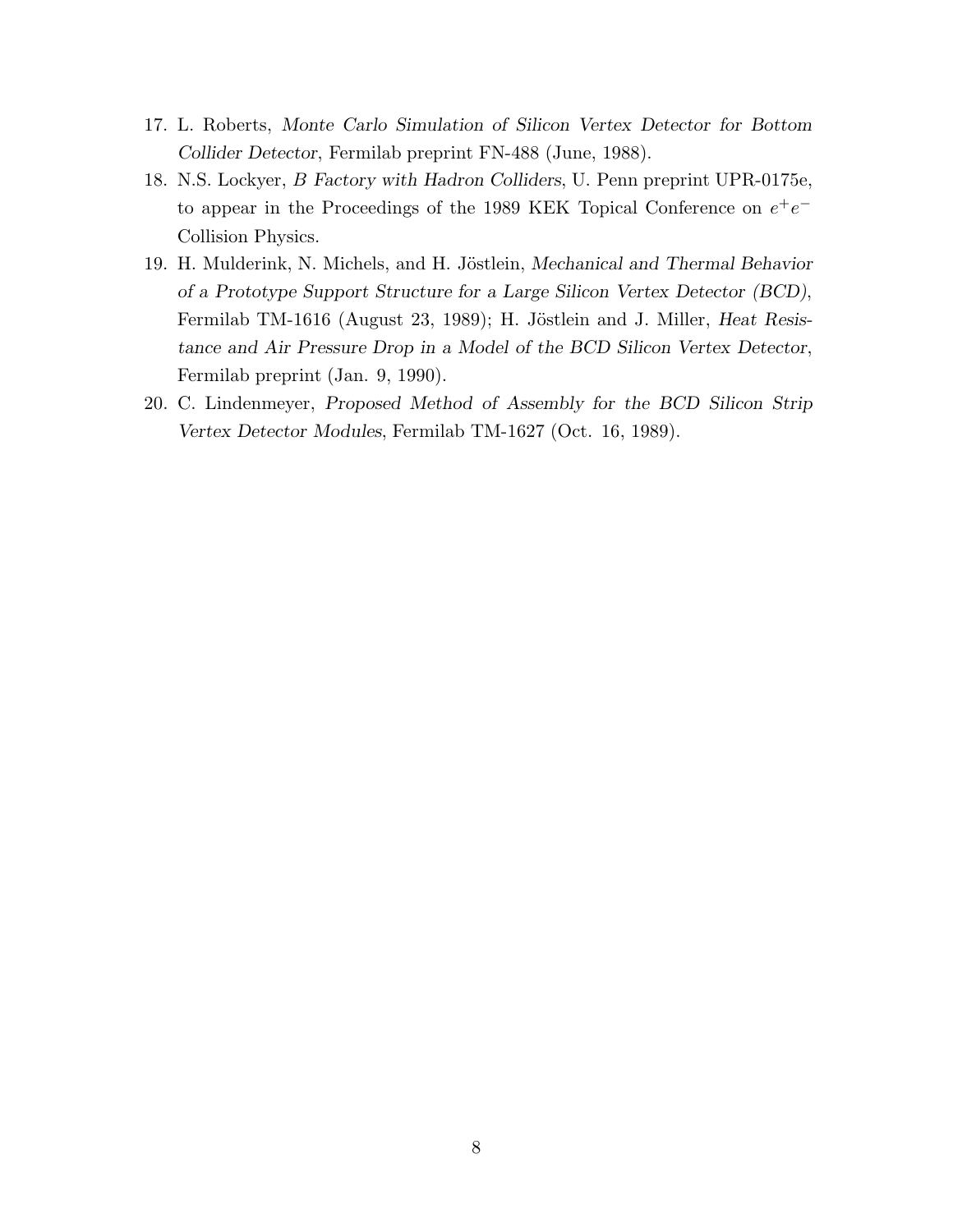17. L. Roberts, *Monte Carlo Simulation of Silicon Vertex Detector for Bottom Collider Detector*, Fermilab preprint FN-488 (June, 1988).
18. N.S. Lockyer, *B Factory with Hadron Colliders*, U. Penn preprint UPR-0175e, to appear in the Proceedings of the 1989 KEK Topical Conference on $e^+e^-$ Collision Physics.
19. H. Mulderink, N. Michels, and H. Jöstlein, *Mechanical and Thermal Behavior of a Prototype Support Structure for a Large Silicon Vertex Detector (BCD)*, Fermilab TM-1616 (August 23, 1989); H. Jöstlein and J. Miller, *Heat Resistance and Air Pressure Drop in a Model of the BCD Silicon Vertex Detector*, Fermilab preprint (Jan. 9, 1990).
20. C. Lindenmeyer, *Proposed Method of Assembly for the BCD Silicon Strip Vertex Detector Modules*, Fermilab TM-1627 (Oct. 16, 1989).